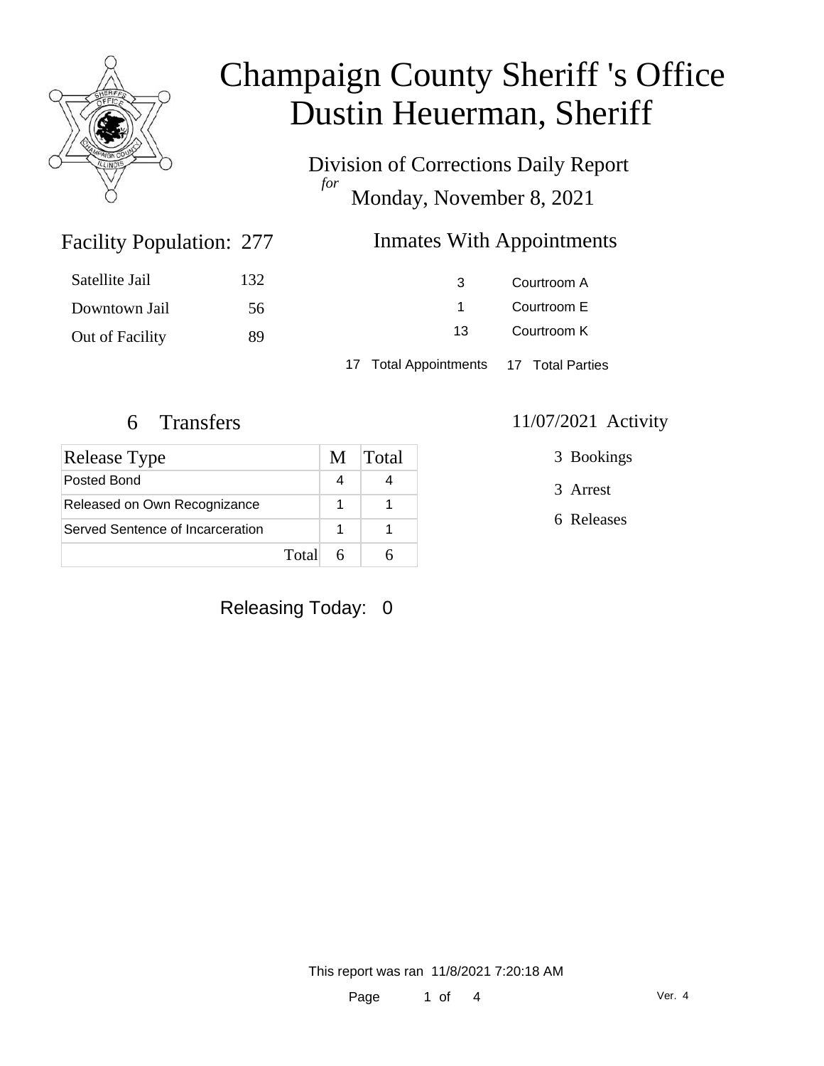# Champaign County Sheriff 's Office
# Dustin Heuerman, Sheriff

Division of Corrections Daily Report
*for*
Monday, November 8, 2021

## Facility Population: 277

| | |
|---|---|
| Satellite Jail | 132 |
| Downtown Jail | 56 |
| Out of Facility | 89 |

## Inmates With Appointments

| | |
|---|---|
| 3 | Courtroom A |
| 1 | Courtroom E |
| 13 | Courtroom K |

17 Total Appointments   17 Total Parties

## 6 Transfers

| Release Type | M | Total |
|---|---|---|
| Posted Bond | 4 | 4 |
| Released on Own Recognizance | 1 | 1 |
| Served Sentence of Incarceration | 1 | 1 |
| Total | 6 | 6 |

## 11/07/2021 Activity

3 Bookings

3 Arrest

6 Releases

Releasing Today: 0

This report was ran 11/8/2021 7:20:18 AM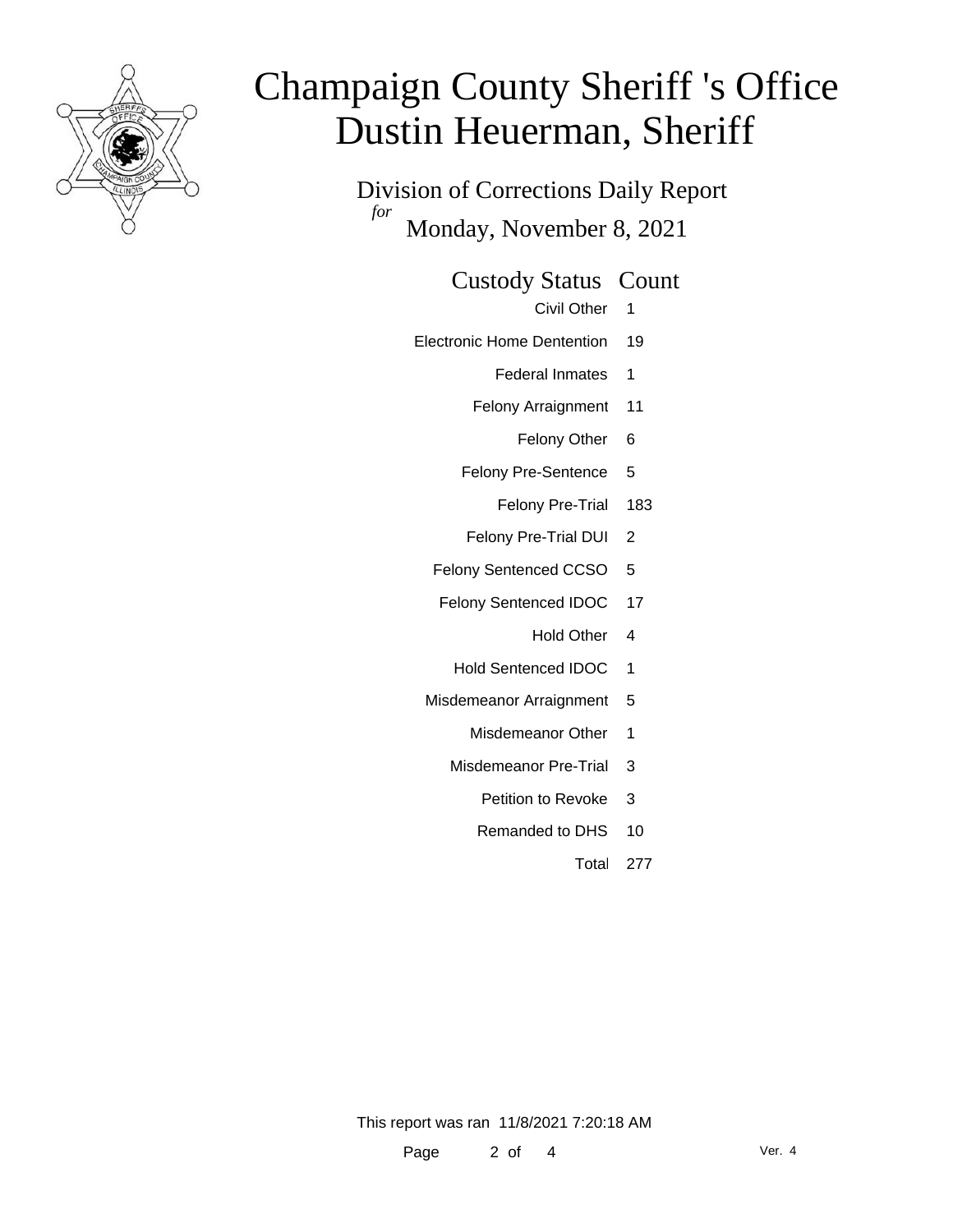# Champaign County Sheriff 's Office
# Dustin Heuerman, Sheriff

Division of Corrections Daily Report
*for*
Monday, November 8, 2021

| Custody Status | Count |
| --- | --- |
| Civil Other | 1 |
| Electronic Home Dentention | 19 |
| Federal Inmates | 1 |
| Felony Arraignment | 11 |
| Felony Other | 6 |
| Felony Pre-Sentence | 5 |
| Felony Pre-Trial | 183 |
| Felony Pre-Trial DUI | 2 |
| Felony Sentenced CCSO | 5 |
| Felony Sentenced IDOC | 17 |
| Hold Other | 4 |
| Hold Sentenced IDOC | 1 |
| Misdemeanor Arraignment | 5 |
| Misdemeanor Other | 1 |
| Misdemeanor Pre-Trial | 3 |
| Petition to Revoke | 3 |
| Remanded to DHS | 10 |
| Total | 277 |

This report was ran 11/8/2021 7:20:18 AM

Ver. 4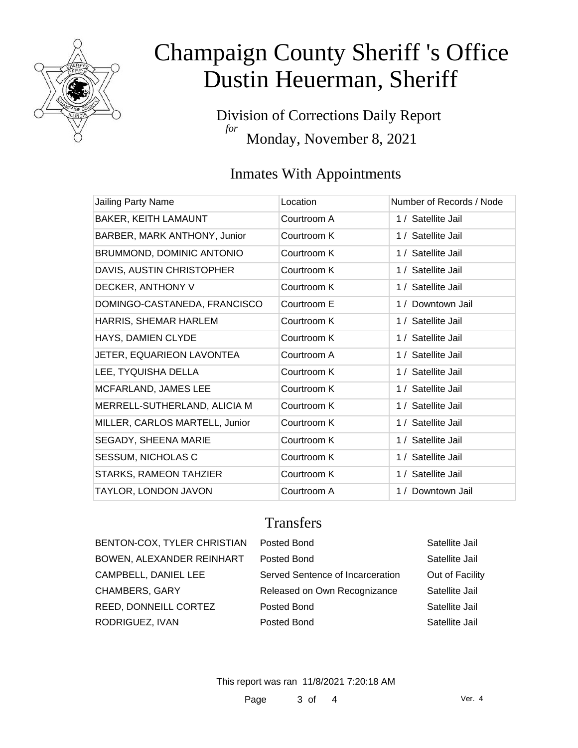# Champaign County Sheriff 's Office
# Dustin Heuerman, Sheriff

Division of Corrections Daily Report
*for*
Monday, November 8, 2021

## Inmates With Appointments

| Jailing Party Name | Location | Number of Records / Node |
| --- | --- | --- |
| BAKER, KEITH LAMAUNT | Courtroom A | 1 / Satellite Jail |
| BARBER, MARK ANTHONY, Junior | Courtroom K | 1 / Satellite Jail |
| BRUMMOND, DOMINIC ANTONIO | Courtroom K | 1 / Satellite Jail |
| DAVIS, AUSTIN CHRISTOPHER | Courtroom K | 1 / Satellite Jail |
| DECKER, ANTHONY V | Courtroom K | 1 / Satellite Jail |
| DOMINGO-CASTANEDA, FRANCISCO | Courtroom E | 1 / Downtown Jail |
| HARRIS, SHEMAR HARLEM | Courtroom K | 1 / Satellite Jail |
| HAYS, DAMIEN CLYDE | Courtroom K | 1 / Satellite Jail |
| JETER, EQUARIEON LAVONTEA | Courtroom A | 1 / Satellite Jail |
| LEE, TYQUISHA DELLA | Courtroom K | 1 / Satellite Jail |
| MCFARLAND, JAMES LEE | Courtroom K | 1 / Satellite Jail |
| MERRELL-SUTHERLAND, ALICIA M | Courtroom K | 1 / Satellite Jail |
| MILLER, CARLOS MARTELL, Junior | Courtroom K | 1 / Satellite Jail |
| SEGADY, SHEENA MARIE | Courtroom K | 1 / Satellite Jail |
| SESSUM, NICHOLAS C | Courtroom K | 1 / Satellite Jail |
| STARKS, RAMEON TAHZIER | Courtroom K | 1 / Satellite Jail |
| TAYLOR, LONDON JAVON | Courtroom A | 1 / Downtown Jail |

## Transfers

| | | |
| --- | --- | --- |
| BENTON-COX, TYLER CHRISTIAN | Posted Bond | Satellite Jail |
| BOWEN, ALEXANDER REINHART | Posted Bond | Satellite Jail |
| CAMPBELL, DANIEL LEE | Served Sentence of Incarceration | Out of Facility |
| CHAMBERS, GARY | Released on Own Recognizance | Satellite Jail |
| REED, DONNEILL CORTEZ | Posted Bond | Satellite Jail |
| RODRIGUEZ, IVAN | Posted Bond | Satellite Jail |

This report was ran 11/8/2021 7:20:18 AM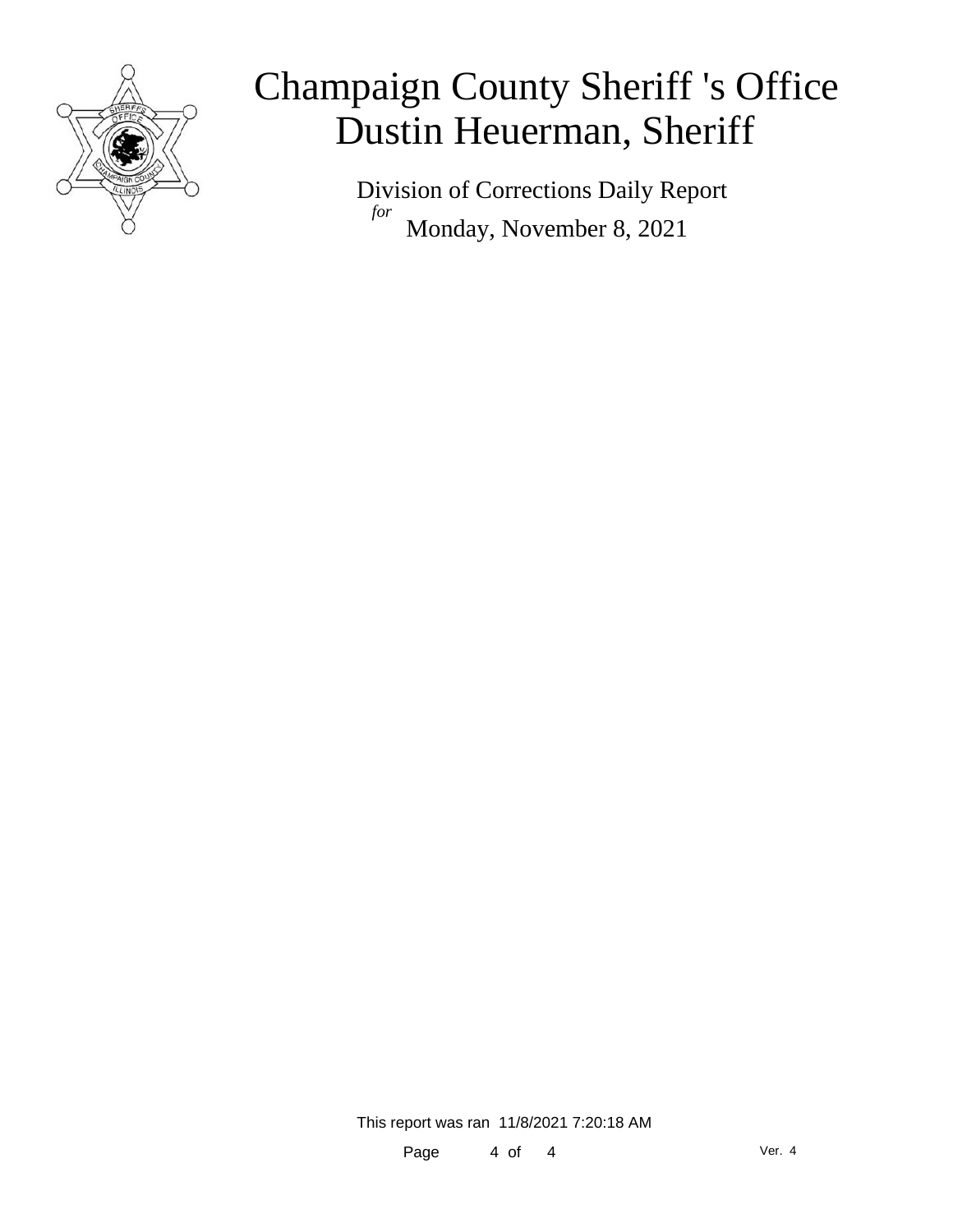# Champaign County Sheriff 's Office
# Dustin Heuerman, Sheriff

Division of Corrections Daily Report

*for* Monday, November 8, 2021

This report was ran 11/8/2021 7:20:18 AM

Ver. 4